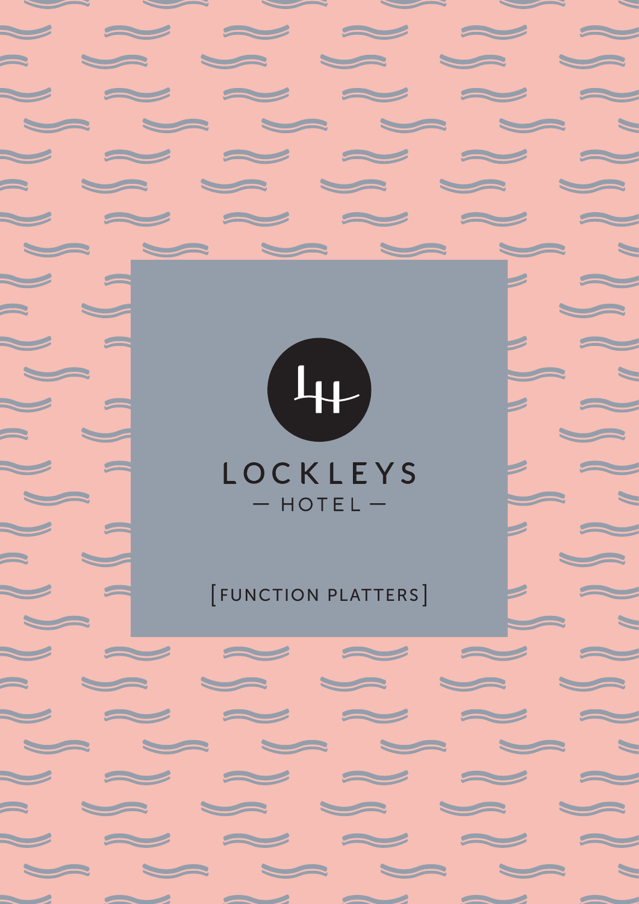# LOCKLEYS

— HOTEL —

[FUNCTION PLATTERS]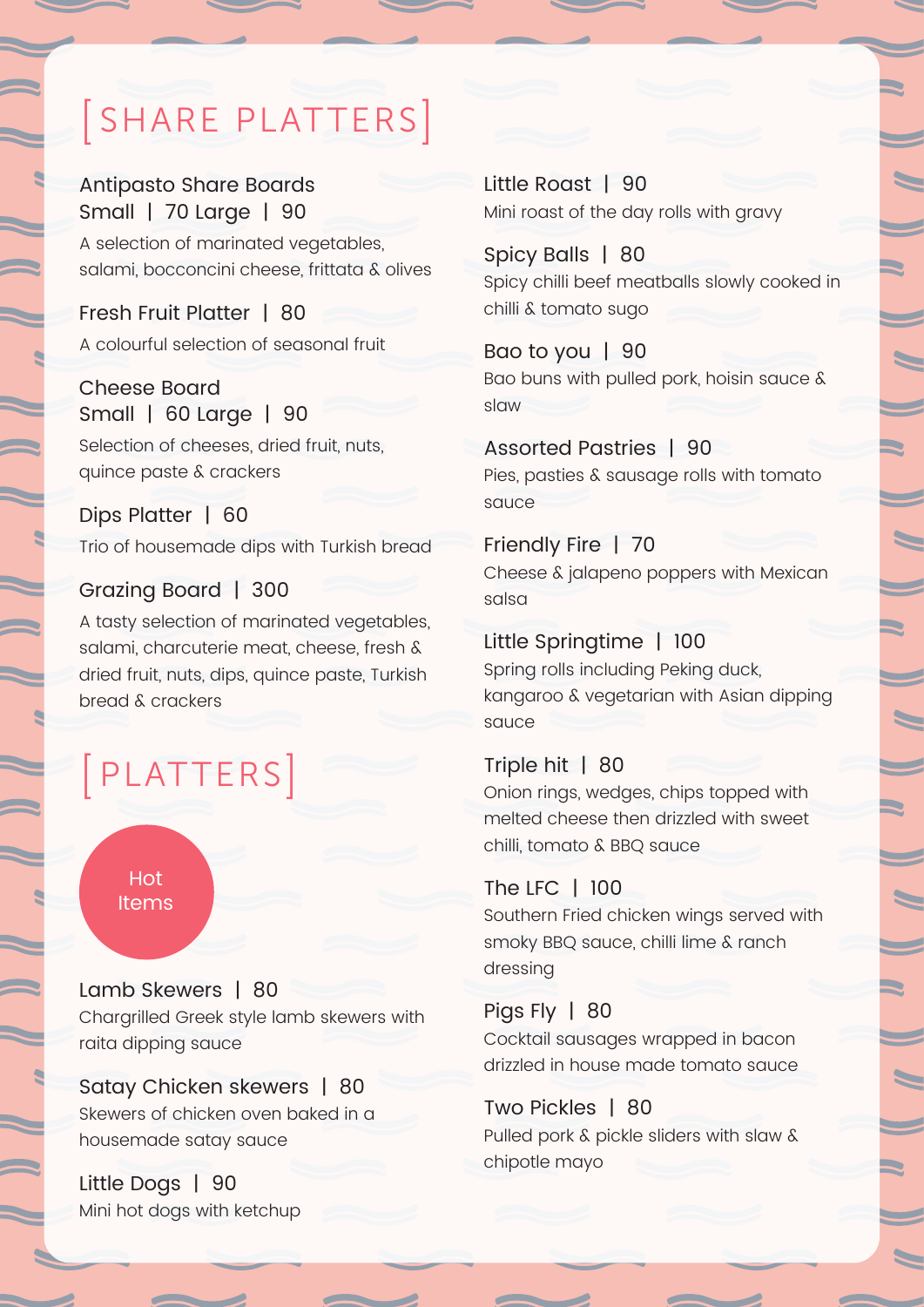# [SHARE PLATTERS]

Antipasto Share Boards
Small | 70 Large | 90

A selection of marinated vegetables, salami, bocconcini cheese, frittata & olives

Fresh Fruit Platter | 80

A colourful selection of seasonal fruit

Cheese Board
Small | 60 Large | 90

Selection of cheeses, dried fruit, nuts, quince paste & crackers

Dips Platter | 60

Trio of housemade dips with Turkish bread

Grazing Board | 300

A tasty selection of marinated vegetables, salami, charcuterie meat, cheese, fresh & dried fruit, nuts, dips, quince paste, Turkish bread & crackers

# [PLATTERS]

Hot Items

Lamb Skewers | 80

Chargrilled Greek style lamb skewers with raita dipping sauce

Satay Chicken skewers | 80

Skewers of chicken oven baked in a housemade satay sauce

Little Dogs | 90

Mini hot dogs with ketchup

Little Roast | 90

Mini roast of the day rolls with gravy

Spicy Balls | 80

Spicy chilli beef meatballs slowly cooked in chilli & tomato sugo

Bao to you | 90

Bao buns with pulled pork, hoisin sauce & slaw

Assorted Pastries | 90

Pies, pasties & sausage rolls with tomato sauce

Friendly Fire | 70

Cheese & jalapeno poppers with Mexican salsa

Little Springtime | 100

Spring rolls including Peking duck, kangaroo & vegetarian with Asian dipping sauce

Triple hit | 80

Onion rings, wedges, chips topped with melted cheese then drizzled with sweet chilli, tomato & BBQ sauce

The LFC | 100

Southern Fried chicken wings served with smoky BBQ sauce, chilli lime & ranch dressing

Pigs Fly | 80

Cocktail sausages wrapped in bacon drizzled in house made tomato sauce

Two Pickles | 80

Pulled pork & pickle sliders with slaw & chipotle mayo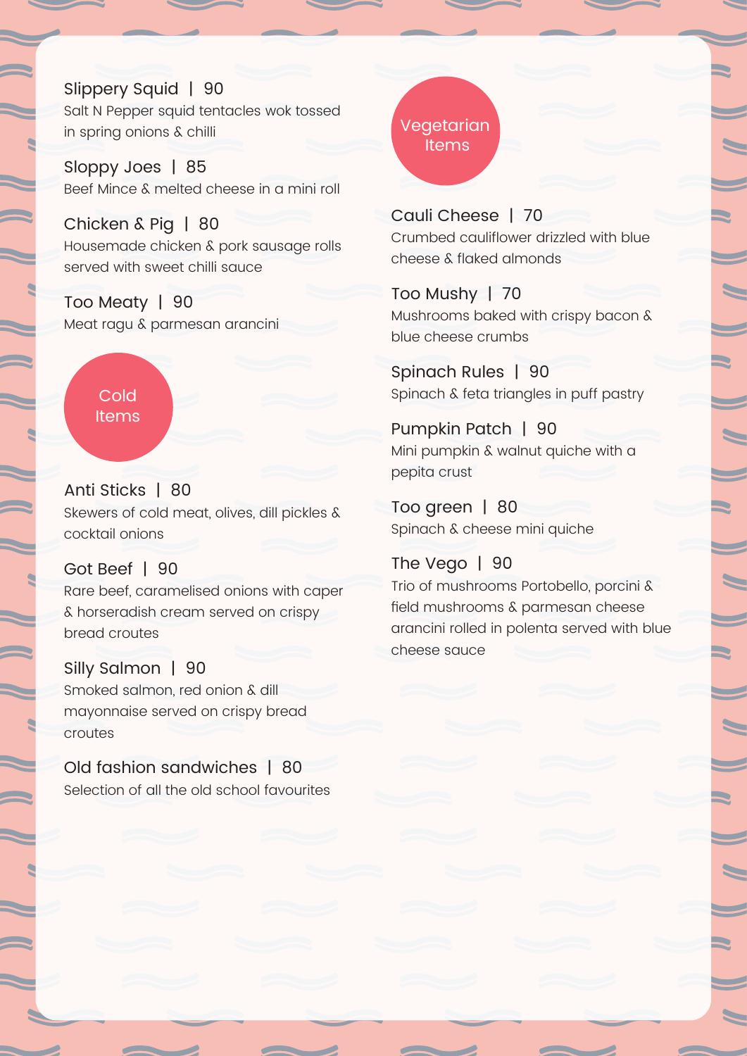**Slippery Squid | 90**
Salt N Pepper squid tentacles wok tossed in spring onions & chilli

**Sloppy Joes | 85**
Beef Mince & melted cheese in a mini roll

**Chicken & Pig | 80**
Housemade chicken & pork sausage rolls served with sweet chilli sauce

**Too Meaty | 90**
Meat ragu & parmesan arancini

## Cold Items

**Anti Sticks | 80**
Skewers of cold meat, olives, dill pickles & cocktail onions

**Got Beef | 90**
Rare beef, caramelised onions with caper & horseradish cream served on crispy bread croutes

**Silly Salmon | 90**
Smoked salmon, red onion & dill mayonnaise served on crispy bread croutes

**Old fashion sandwiches | 80**
Selection of all the old school favourites

## Vegetarian Items

**Cauli Cheese | 70**
Crumbed cauliflower drizzled with blue cheese & flaked almonds

**Too Mushy | 70**
Mushrooms baked with crispy bacon & blue cheese crumbs

**Spinach Rules | 90**
Spinach & feta triangles in puff pastry

**Pumpkin Patch | 90**
Mini pumpkin & walnut quiche with a pepita crust

**Too green | 80**
Spinach & cheese mini quiche

**The Vego | 90**
Trio of mushrooms Portobello, porcini & field mushrooms & parmesan cheese arancini rolled in polenta served with blue cheese sauce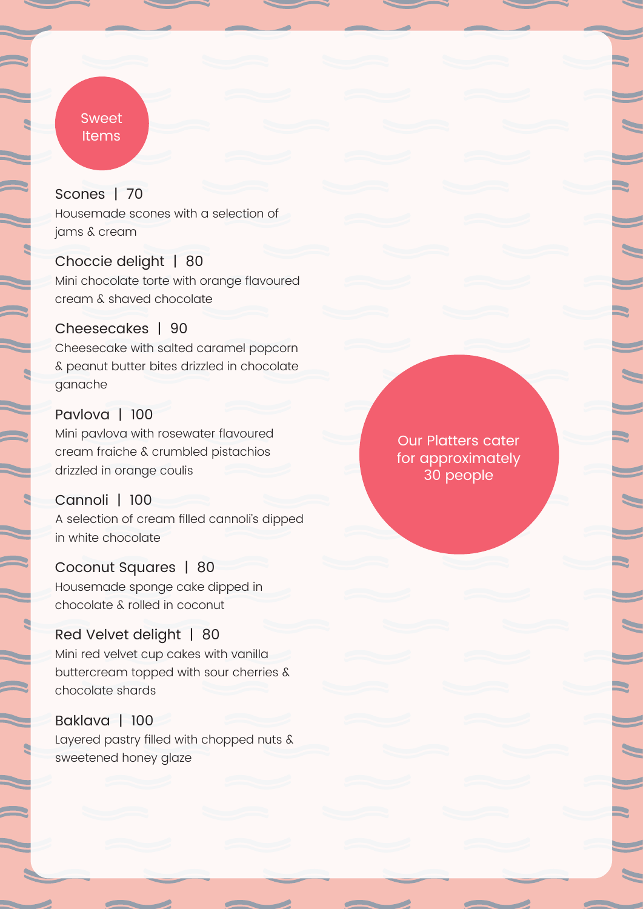## Sweet Items

**Scones | 70**
Housemade scones with a selection of jams & cream

**Choccie delight | 80**
Mini chocolate torte with orange flavoured cream & shaved chocolate

**Cheesecakes | 90**
Cheesecake with salted caramel popcorn & peanut butter bites drizzled in chocolate ganache

**Pavlova | 100**
Mini pavlova with rosewater flavoured cream fraiche & crumbled pistachios drizzled in orange coulis

**Cannoli | 100**
A selection of cream filled cannoli's dipped in white chocolate

**Coconut Squares | 80**
Housemade sponge cake dipped in chocolate & rolled in coconut

**Red Velvet delight | 80**
Mini red velvet cup cakes with vanilla buttercream topped with sour cherries & chocolate shards

**Baklava | 100**
Layered pastry filled with chopped nuts & sweetened honey glaze

Our Platters cater for approximately 30 people